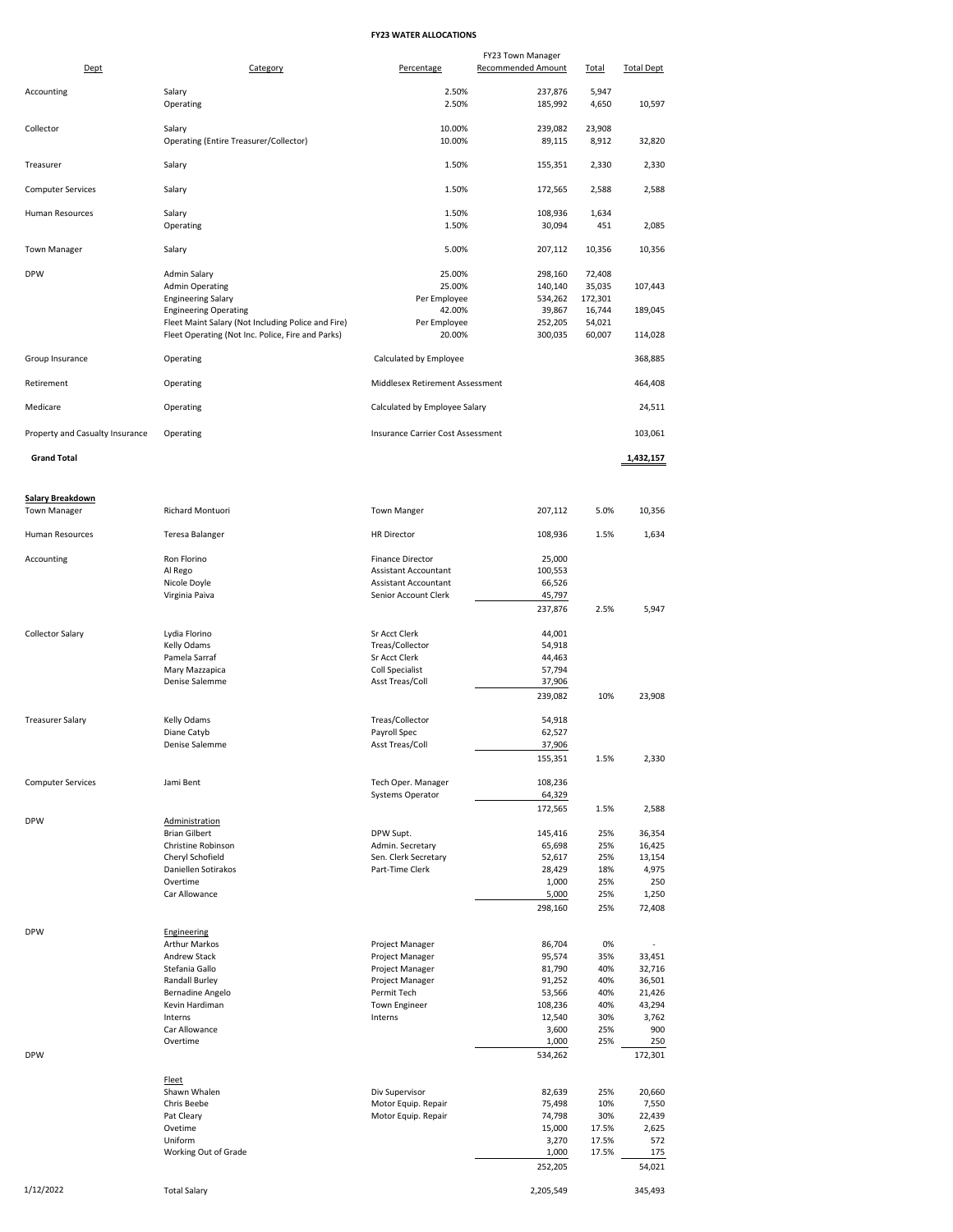# FY23 WATER ALLOCATIONS

| Dept | Category | Percentage | FY23 Town Manager Recommended Amount | Total | Total Dept |
|---|---|---|---|---|---|
| Accounting | Salary | 2.50% | 237,876 | 5,947 | |
| | Operating | 2.50% | 185,992 | 4,650 | 10,597 |
| Collector | Salary | 10.00% | 239,082 | 23,908 | |
| | Operating (Entire Treasurer/Collector) | 10.00% | 89,115 | 8,912 | 32,820 |
| Treasurer | Salary | 1.50% | 155,351 | 2,330 | 2,330 |
| Computer Services | Salary | 1.50% | 172,565 | 2,588 | 2,588 |
| Human Resources | Salary | 1.50% | 108,936 | 1,634 | |
| | Operating | 1.50% | 30,094 | 451 | 2,085 |
| Town Manager | Salary | 5.00% | 207,112 | 10,356 | 10,356 |
| DPW | Admin Salary | 25.00% | 298,160 | 72,408 | |
| | Admin Operating | 25.00% | 140,140 | 35,035 | 107,443 |
| | Engineering Salary | Per Employee | 534,262 | 172,301 | |
| | Engineering Operating | 42.00% | 39,867 | 16,744 | 189,045 |
| | Fleet Maint Salary (Not Including Police and Fire) | Per Employee | 252,205 | 54,021 | |
| | Fleet Operating (Not Inc. Police, Fire and Parks) | 20.00% | 300,035 | 60,007 | 114,028 |
| Group Insurance | Operating | Calculated by Employee | | | 368,885 |
| Retirement | Operating | Middlesex Retirement Assessment | | | 464,408 |
| Medicare | Operating | Calculated by Employee Salary | | | 24,511 |
| Property and Casualty Insurance | Operating | Insurance Carrier Cost Assessment | | | 103,061 |
| **Grand Total** | | | | | **1,432,157** |

**Salary Breakdown**

| Dept | Name | Title | Amount | % | Total |
|---|---|---|---|---|---|
| Town Manager | Richard Montuori | Town Manger | 207,112 | 5.0% | 10,356 |
| Human Resources | Teresa Balanger | HR Director | 108,936 | 1.5% | 1,634 |
| Accounting | Ron Florino | Finance Director | 25,000 | | |
| | Al Rego | Assistant Accountant | 100,553 | | |
| | Nicole Doyle | Assistant Accountant | 66,526 | | |
| | Virginia Paiva | Senior Account Clerk | 45,797 | | |
| | | | 237,876 | 2.5% | 5,947 |
| Collector Salary | Lydia Florino | Sr Acct Clerk | 44,001 | | |
| | Kelly Odams | Treas/Collector | 54,918 | | |
| | Pamela Sarraf | Sr Acct Clerk | 44,463 | | |
| | Mary Mazzapica | Coll Specialist | 57,794 | | |
| | Denise Salemme | Asst Treas/Coll | 37,906 | | |
| | | | 239,082 | 10% | 23,908 |
| Treasurer Salary | Kelly Odams | Treas/Collector | 54,918 | | |
| | Diane Catyb | Payroll Spec | 62,527 | | |
| | Denise Salemme | Asst Treas/Coll | 37,906 | | |
| | | | 155,351 | 1.5% | 2,330 |
| Computer Services | Jami Bent | Tech Oper. Manager | 108,236 | | |
| | | Systems Operator | 64,329 | | |
| | | | 172,565 | 1.5% | 2,588 |
| DPW | Administration | | | | |
| | Brian Gilbert | DPW Supt. | 145,416 | 25% | 36,354 |
| | Christine Robinson | Admin. Secretary | 65,698 | 25% | 16,425 |
| | Cheryl Schofield | Sen. Clerk Secretary | 52,617 | 25% | 13,154 |
| | Daniellen Sotirakos | Part-Time Clerk | 28,429 | 18% | 4,975 |
| | Overtime | | 1,000 | 25% | 250 |
| | Car Allowance | | 5,000 | 25% | 1,250 |
| | | | 298,160 | 25% | 72,408 |
| DPW | Engineering | | | | |
| | Arthur Markos | Project Manager | 86,704 | 0% | - |
| | Andrew Stack | Project Manager | 95,574 | 35% | 33,451 |
| | Stefania Gallo | Project Manager | 81,790 | 40% | 32,716 |
| | Randall Burley | Project Manager | 91,252 | 40% | 36,501 |
| | Bernadine Angelo | Permit Tech | 53,566 | 40% | 21,426 |
| | Kevin Hardiman | Town Engineer | 108,236 | 40% | 43,294 |
| | Interns | Interns | 12,540 | 30% | 3,762 |
| | Car Allowance | | 3,600 | 25% | 900 |
| | Overtime | | 1,000 | 25% | 250 |
| DPW | | | 534,262 | | 172,301 |
| | Fleet | | | | |
| | Shawn Whalen | Div Supervisor | 82,639 | 25% | 20,660 |
| | Chris Beebe | Motor Equip. Repair | 75,498 | 10% | 7,550 |
| | Pat Cleary | Motor Equip. Repair | 74,798 | 30% | 22,439 |
| | Ovetime | | 15,000 | 17.5% | 2,625 |
| | Uniform | | 3,270 | 17.5% | 572 |
| | Working Out of Grade | | 1,000 | 17.5% | 175 |
| | | | 252,205 | | 54,021 |
| 1/12/2022 | Total Salary | | 2,205,549 | | 345,493 |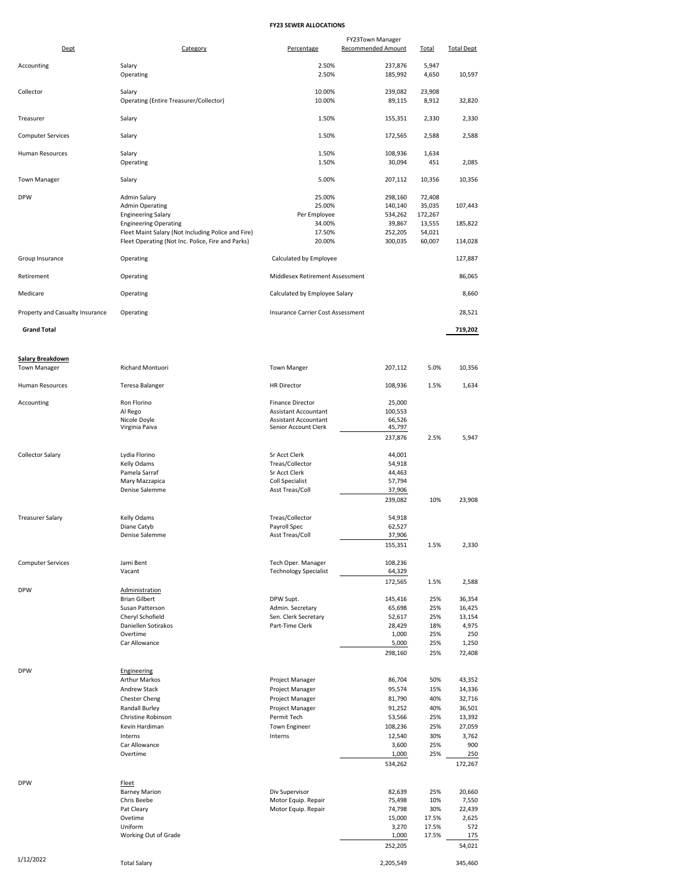# FY23 SEWER ALLOCATIONS

| Dept | Category | Percentage | FY23Town Manager Recommended Amount | Total | Total Dept |
|---|---|---|---|---|---|
| Accounting | Salary | 2.50% | 237,876 | 5,947 | |
| | Operating | 2.50% | 185,992 | 4,650 | 10,597 |
| Collector | Salary | 10.00% | 239,082 | 23,908 | |
| | Operating (Entire Treasurer/Collector) | 10.00% | 89,115 | 8,912 | 32,820 |
| Treasurer | Salary | 1.50% | 155,351 | 2,330 | 2,330 |
| Computer Services | Salary | 1.50% | 172,565 | 2,588 | 2,588 |
| Human Resources | Salary | 1.50% | 108,936 | 1,634 | |
| | Operating | 1.50% | 30,094 | 451 | 2,085 |
| Town Manager | Salary | 5.00% | 207,112 | 10,356 | 10,356 |
| DPW | Admin Salary | 25.00% | 298,160 | 72,408 | |
| | Admin Operating | 25.00% | 140,140 | 35,035 | 107,443 |
| | Engineering Salary | Per Employee | 534,262 | 172,267 | |
| | Engineering Operating | 34.00% | 39,867 | 13,555 | 185,822 |
| | Fleet Maint Salary (Not Including Police and Fire) | 17.50% | 252,205 | 54,021 | |
| | Fleet Operating (Not Inc. Police, Fire and Parks) | 20.00% | 300,035 | 60,007 | 114,028 |
| Group Insurance | Operating | Calculated by Employee | | | 127,887 |
| Retirement | Operating | Middlesex Retirement Assessment | | | 86,065 |
| Medicare | Operating | Calculated by Employee Salary | | | 8,660 |
| Property and Casualty Insurance | Operating | Insurance Carrier Cost Assessment | | | 28,521 |
| **Grand Total** | | | | | **719,202** |

**Salary Breakdown**

| Dept | Name | Title | Amount | % | Allocation |
|---|---|---|---|---|---|
| Town Manager | Richard Montuori | Town Manger | 207,112 | 5.0% | 10,356 |
| Human Resources | Teresa Balanger | HR Director | 108,936 | 1.5% | 1,634 |
| Accounting | Ron Florino | Finance Director | 25,000 | | |
| | Al Rego | Assistant Accountant | 100,553 | | |
| | Nicole Doyle | Assistant Accountant | 66,526 | | |
| | Virginia Paiva | Senior Account Clerk | 45,797 | | |
| | | | 237,876 | 2.5% | 5,947 |
| Collector Salary | Lydia Florino | Sr Acct Clerk | 44,001 | | |
| | Kelly Odams | Treas/Collector | 54,918 | | |
| | Pamela Sarraf | Sr Acct Clerk | 44,463 | | |
| | Mary Mazzapica | Coll Specialist | 57,794 | | |
| | Denise Salemme | Asst Treas/Coll | 37,906 | | |
| | | | 239,082 | 10% | 23,908 |
| Treasurer Salary | Kelly Odams | Treas/Collector | 54,918 | | |
| | Diane Catyb | Payroll Spec | 62,527 | | |
| | Denise Salemme | Asst Treas/Coll | 37,906 | | |
| | | | 155,351 | 1.5% | 2,330 |
| Computer Services | Jami Bent | Tech Oper. Manager | 108,236 | | |
| | Vacant | Technology Specialist | 64,329 | | |
| | | | 172,565 | 1.5% | 2,588 |
| DPW | Administration | | | | |
| | Brian Gilbert | DPW Supt. | 145,416 | 25% | 36,354 |
| | Susan Patterson | Admin. Secretary | 65,698 | 25% | 16,425 |
| | Cheryl Schofield | Sen. Clerk Secretary | 52,617 | 25% | 13,154 |
| | Daniellen Sotirakos | Part-Time Clerk | 28,429 | 18% | 4,975 |
| | Overtime | | 1,000 | 25% | 250 |
| | Car Allowance | | 5,000 | 25% | 1,250 |
| | | | 298,160 | 25% | 72,408 |
| DPW | Engineering | | | | |
| | Arthur Markos | Project Manager | 86,704 | 50% | 43,352 |
| | Andrew Stack | Project Manager | 95,574 | 15% | 14,336 |
| | Chester Cheng | Project Manager | 81,790 | 40% | 32,716 |
| | Randall Burley | Project Manager | 91,252 | 40% | 36,501 |
| | Christine Robinson | Permit Tech | 53,566 | 25% | 13,392 |
| | Kevin Hardiman | Town Engineer | 108,236 | 25% | 27,059 |
| | Interns | Interns | 12,540 | 30% | 3,762 |
| | Car Allowance | | 3,600 | 25% | 900 |
| | Overtime | | 1,000 | 25% | 250 |
| | | | 534,262 | | 172,267 |
| DPW | Fleet | | | | |
| | Barney Marion | Div Supervisor | 82,639 | 25% | 20,660 |
| | Chris Beebe | Motor Equip. Repair | 75,498 | 10% | 7,550 |
| | Pat Cleary | Motor Equip. Repair | 74,798 | 30% | 22,439 |
| | Ovetime | | 15,000 | 17.5% | 2,625 |
| | Uniform | | 3,270 | 17.5% | 572 |
| | Working Out of Grade | | 1,000 | 17.5% | 175 |
| | | | 252,205 | | 54,021 |
| | Total Salary | | 2,205,549 | | 345,460 |

1/12/2022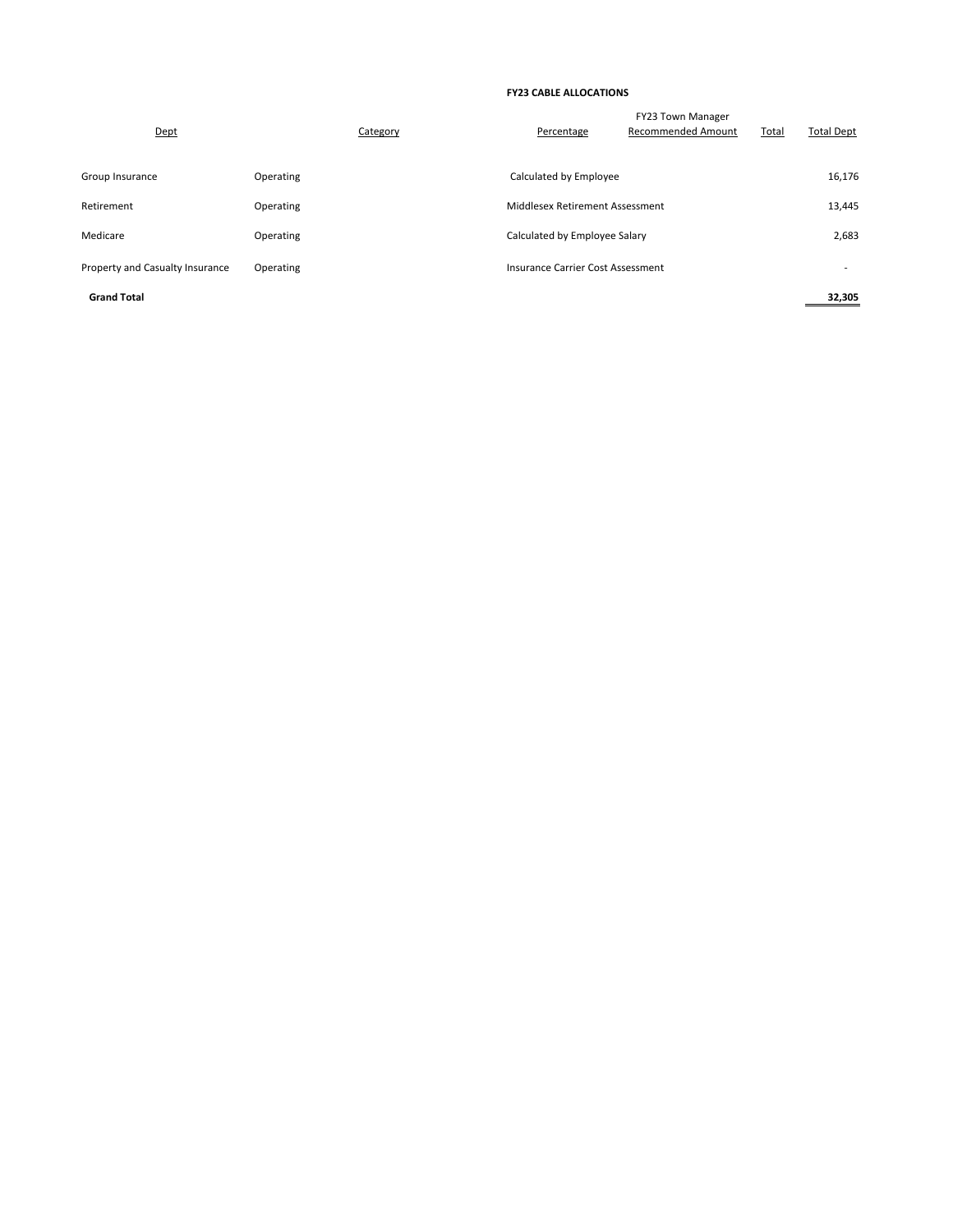**FY23 CABLE ALLOCATIONS**

| Dept | Category | Percentage | FY23 Town Manager Recommended Amount | Total | Total Dept |
|---|---|---|---|---|---|
| Group Insurance | Operating | Calculated by Employee | | | 16,176 |
| Retirement | Operating | Middlesex Retirement Assessment | | | 13,445 |
| Medicare | Operating | Calculated by Employee Salary | | | 2,683 |
| Property and Casualty Insurance | Operating | Insurance Carrier Cost Assessment | | | - |
| **Grand Total** | | | | | **32,305** |